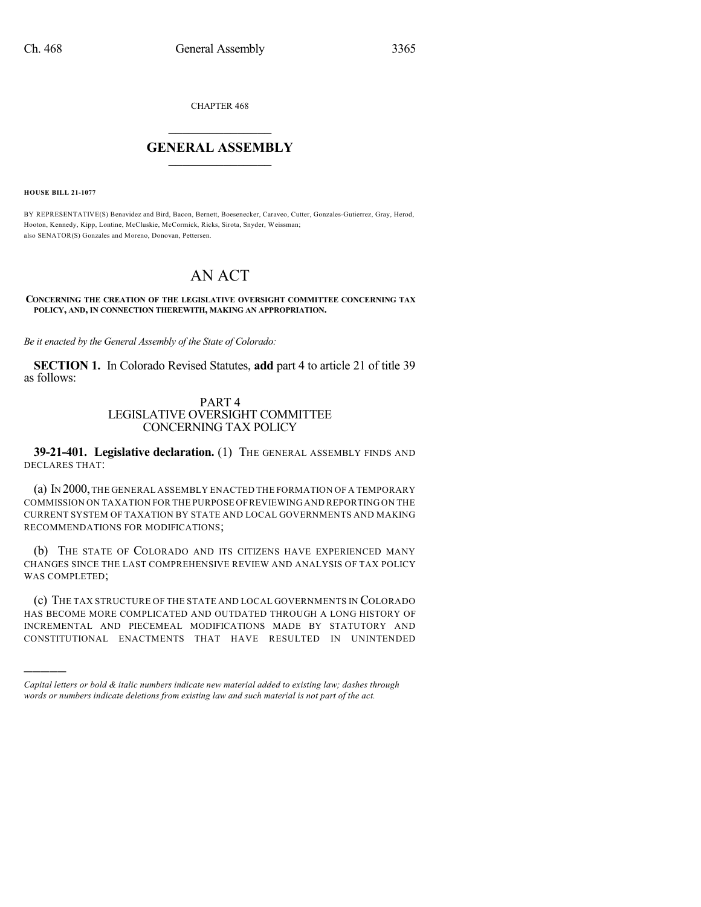CHAPTER 468

# GENERAL ASSEMBLY

**HOUSE BILL 21-1077**

BY REPRESENTATIVE(S) Benavidez and Bird, Bacon, Bernett, Boesenecker, Caraveo, Cutter, Gonzales-Gutierrez, Gray, Herod, Hooton, Kennedy, Kipp, Lontine, McCluskie, McCormick, Ricks, Sirota, Snyder, Weissman;
also SENATOR(S) Gonzales and Moreno, Donovan, Pettersen.

# AN ACT

**CONCERNING THE CREATION OF THE LEGISLATIVE OVERSIGHT COMMITTEE CONCERNING TAX POLICY, AND, IN CONNECTION THEREWITH, MAKING AN APPROPRIATION.**

*Be it enacted by the General Assembly of the State of Colorado:*

**SECTION 1.** In Colorado Revised Statutes, **add** part 4 to article 21 of title 39 as follows:

## PART 4
## LEGISLATIVE OVERSIGHT COMMITTEE CONCERNING TAX POLICY

**39-21-401. Legislative declaration.** (1) THE GENERAL ASSEMBLY FINDS AND DECLARES THAT:

(a) IN 2000, THE GENERAL ASSEMBLY ENACTED THE FORMATION OF A TEMPORARY COMMISSION ON TAXATION FOR THE PURPOSE OF REVIEWING AND REPORTING ON THE CURRENT SYSTEM OF TAXATION BY STATE AND LOCAL GOVERNMENTS AND MAKING RECOMMENDATIONS FOR MODIFICATIONS;

(b) THE STATE OF COLORADO AND ITS CITIZENS HAVE EXPERIENCED MANY CHANGES SINCE THE LAST COMPREHENSIVE REVIEW AND ANALYSIS OF TAX POLICY WAS COMPLETED;

(c) THE TAX STRUCTURE OF THE STATE AND LOCAL GOVERNMENTS IN COLORADO HAS BECOME MORE COMPLICATED AND OUTDATED THROUGH A LONG HISTORY OF INCREMENTAL AND PIECEMEAL MODIFICATIONS MADE BY STATUTORY AND CONSTITUTIONAL ENACTMENTS THAT HAVE RESULTED IN UNINTENDED

---

*Capital letters or bold & italic numbers indicate new material added to existing law; dashes through words or numbers indicate deletions from existing law and such material is not part of the act.*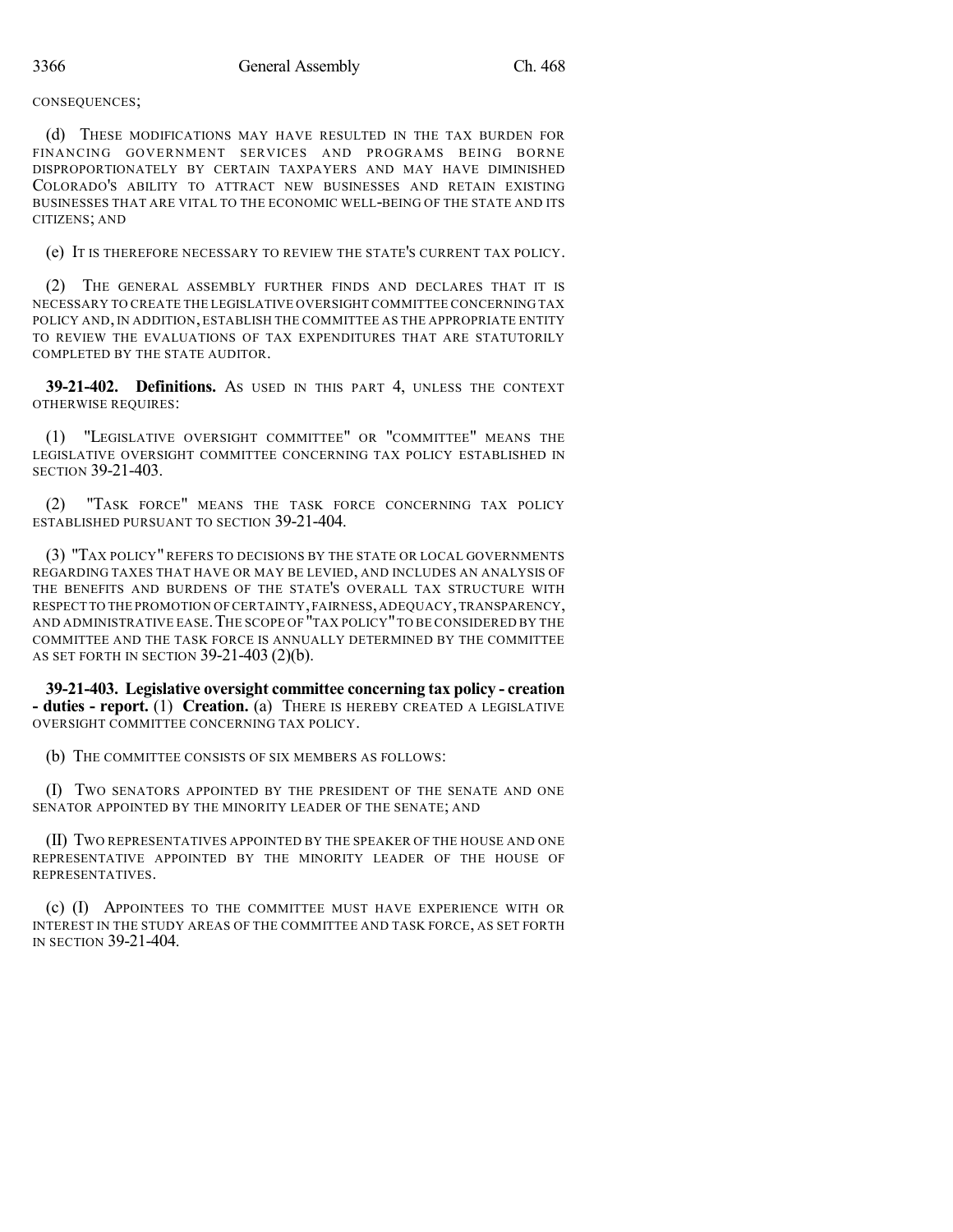CONSEQUENCES;

(d) THESE MODIFICATIONS MAY HAVE RESULTED IN THE TAX BURDEN FOR FINANCING GOVERNMENT SERVICES AND PROGRAMS BEING BORNE DISPROPORTIONATELY BY CERTAIN TAXPAYERS AND MAY HAVE DIMINISHED COLORADO'S ABILITY TO ATTRACT NEW BUSINESSES AND RETAIN EXISTING BUSINESSES THAT ARE VITAL TO THE ECONOMIC WELL-BEING OF THE STATE AND ITS CITIZENS; AND

(e) IT IS THEREFORE NECESSARY TO REVIEW THE STATE'S CURRENT TAX POLICY.

(2) THE GENERAL ASSEMBLY FURTHER FINDS AND DECLARES THAT IT IS NECESSARY TO CREATE THE LEGISLATIVE OVERSIGHT COMMITTEE CONCERNING TAX POLICY AND, IN ADDITION, ESTABLISH THE COMMITTEE AS THE APPROPRIATE ENTITY TO REVIEW THE EVALUATIONS OF TAX EXPENDITURES THAT ARE STATUTORILY COMPLETED BY THE STATE AUDITOR.

**39-21-402. Definitions.** AS USED IN THIS PART 4, UNLESS THE CONTEXT OTHERWISE REQUIRES:

(1) "LEGISLATIVE OVERSIGHT COMMITTEE" OR "COMMITTEE" MEANS THE LEGISLATIVE OVERSIGHT COMMITTEE CONCERNING TAX POLICY ESTABLISHED IN SECTION 39-21-403.

(2) "TASK FORCE" MEANS THE TASK FORCE CONCERNING TAX POLICY ESTABLISHED PURSUANT TO SECTION 39-21-404.

(3) "TAX POLICY" REFERS TO DECISIONS BY THE STATE OR LOCAL GOVERNMENTS REGARDING TAXES THAT HAVE OR MAY BE LEVIED, AND INCLUDES AN ANALYSIS OF THE BENEFITS AND BURDENS OF THE STATE'S OVERALL TAX STRUCTURE WITH RESPECT TO THE PROMOTION OF CERTAINTY, FAIRNESS, ADEQUACY, TRANSPARENCY, AND ADMINISTRATIVE EASE. THE SCOPE OF "TAX POLICY" TO BE CONSIDERED BY THE COMMITTEE AND THE TASK FORCE IS ANNUALLY DETERMINED BY THE COMMITTEE AS SET FORTH IN SECTION 39-21-403 (2)(b).

**39-21-403. Legislative oversight committee concerning tax policy - creation - duties - report.** (1) **Creation.** (a) THERE IS HEREBY CREATED A LEGISLATIVE OVERSIGHT COMMITTEE CONCERNING TAX POLICY.

(b) THE COMMITTEE CONSISTS OF SIX MEMBERS AS FOLLOWS:

(I) TWO SENATORS APPOINTED BY THE PRESIDENT OF THE SENATE AND ONE SENATOR APPOINTED BY THE MINORITY LEADER OF THE SENATE; AND

(II) TWO REPRESENTATIVES APPOINTED BY THE SPEAKER OF THE HOUSE AND ONE REPRESENTATIVE APPOINTED BY THE MINORITY LEADER OF THE HOUSE OF REPRESENTATIVES.

(c) (I) APPOINTEES TO THE COMMITTEE MUST HAVE EXPERIENCE WITH OR INTEREST IN THE STUDY AREAS OF THE COMMITTEE AND TASK FORCE, AS SET FORTH IN SECTION 39-21-404.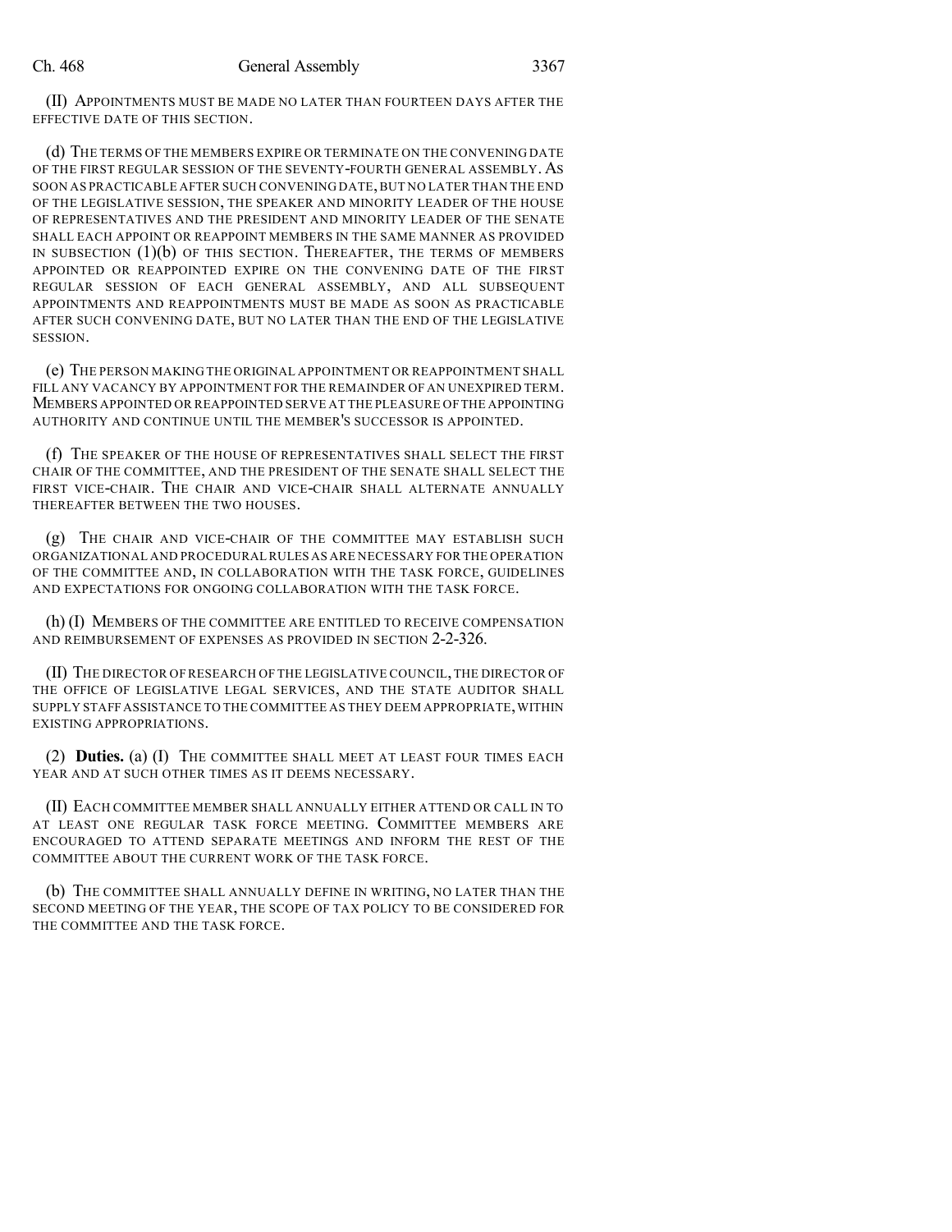(II) APPOINTMENTS MUST BE MADE NO LATER THAN FOURTEEN DAYS AFTER THE EFFECTIVE DATE OF THIS SECTION.

(d) THE TERMS OF THE MEMBERS EXPIRE OR TERMINATE ON THE CONVENING DATE OF THE FIRST REGULAR SESSION OF THE SEVENTY-FOURTH GENERAL ASSEMBLY. AS SOON AS PRACTICABLE AFTER SUCH CONVENING DATE, BUT NO LATER THAN THE END OF THE LEGISLATIVE SESSION, THE SPEAKER AND MINORITY LEADER OF THE HOUSE OF REPRESENTATIVES AND THE PRESIDENT AND MINORITY LEADER OF THE SENATE SHALL EACH APPOINT OR REAPPOINT MEMBERS IN THE SAME MANNER AS PROVIDED IN SUBSECTION (1)(b) OF THIS SECTION. THEREAFTER, THE TERMS OF MEMBERS APPOINTED OR REAPPOINTED EXPIRE ON THE CONVENING DATE OF THE FIRST REGULAR SESSION OF EACH GENERAL ASSEMBLY, AND ALL SUBSEQUENT APPOINTMENTS AND REAPPOINTMENTS MUST BE MADE AS SOON AS PRACTICABLE AFTER SUCH CONVENING DATE, BUT NO LATER THAN THE END OF THE LEGISLATIVE SESSION.

(e) THE PERSON MAKING THE ORIGINAL APPOINTMENT OR REAPPOINTMENT SHALL FILL ANY VACANCY BY APPOINTMENT FOR THE REMAINDER OF AN UNEXPIRED TERM. MEMBERS APPOINTED OR REAPPOINTED SERVE AT THE PLEASURE OF THE APPOINTING AUTHORITY AND CONTINUE UNTIL THE MEMBER'S SUCCESSOR IS APPOINTED.

(f) THE SPEAKER OF THE HOUSE OF REPRESENTATIVES SHALL SELECT THE FIRST CHAIR OF THE COMMITTEE, AND THE PRESIDENT OF THE SENATE SHALL SELECT THE FIRST VICE-CHAIR. THE CHAIR AND VICE-CHAIR SHALL ALTERNATE ANNUALLY THEREAFTER BETWEEN THE TWO HOUSES.

(g) THE CHAIR AND VICE-CHAIR OF THE COMMITTEE MAY ESTABLISH SUCH ORGANIZATIONAL AND PROCEDURAL RULES AS ARE NECESSARY FOR THE OPERATION OF THE COMMITTEE AND, IN COLLABORATION WITH THE TASK FORCE, GUIDELINES AND EXPECTATIONS FOR ONGOING COLLABORATION WITH THE TASK FORCE.

(h) (I) MEMBERS OF THE COMMITTEE ARE ENTITLED TO RECEIVE COMPENSATION AND REIMBURSEMENT OF EXPENSES AS PROVIDED IN SECTION 2-2-326.

(II) THE DIRECTOR OF RESEARCH OF THE LEGISLATIVE COUNCIL, THE DIRECTOR OF THE OFFICE OF LEGISLATIVE LEGAL SERVICES, AND THE STATE AUDITOR SHALL SUPPLY STAFF ASSISTANCE TO THE COMMITTEE AS THEY DEEM APPROPRIATE, WITHIN EXISTING APPROPRIATIONS.

(2) **Duties.** (a) (I) THE COMMITTEE SHALL MEET AT LEAST FOUR TIMES EACH YEAR AND AT SUCH OTHER TIMES AS IT DEEMS NECESSARY.

(II) EACH COMMITTEE MEMBER SHALL ANNUALLY EITHER ATTEND OR CALL IN TO AT LEAST ONE REGULAR TASK FORCE MEETING. COMMITTEE MEMBERS ARE ENCOURAGED TO ATTEND SEPARATE MEETINGS AND INFORM THE REST OF THE COMMITTEE ABOUT THE CURRENT WORK OF THE TASK FORCE.

(b) THE COMMITTEE SHALL ANNUALLY DEFINE IN WRITING, NO LATER THAN THE SECOND MEETING OF THE YEAR, THE SCOPE OF TAX POLICY TO BE CONSIDERED FOR THE COMMITTEE AND THE TASK FORCE.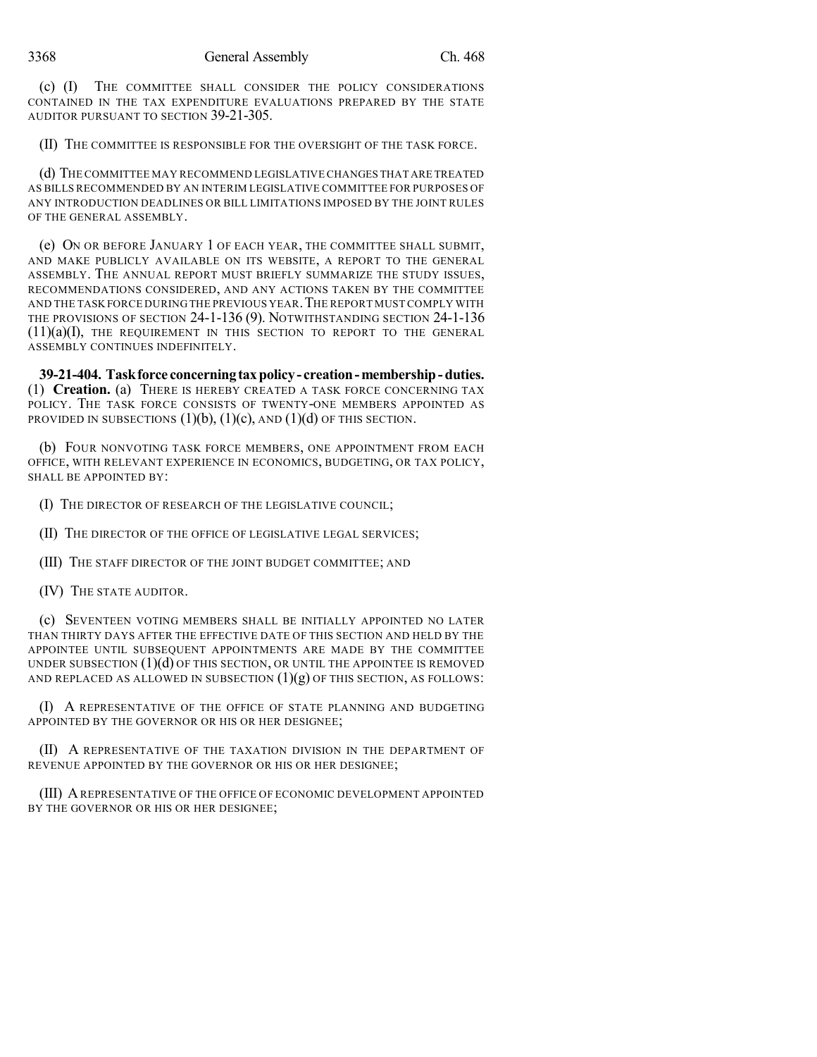(c) (I) THE COMMITTEE SHALL CONSIDER THE POLICY CONSIDERATIONS CONTAINED IN THE TAX EXPENDITURE EVALUATIONS PREPARED BY THE STATE AUDITOR PURSUANT TO SECTION 39-21-305.

(II) THE COMMITTEE IS RESPONSIBLE FOR THE OVERSIGHT OF THE TASK FORCE.

(d) THE COMMITTEE MAY RECOMMEND LEGISLATIVE CHANGES THAT ARE TREATED AS BILLS RECOMMENDED BY AN INTERIM LEGISLATIVE COMMITTEE FOR PURPOSES OF ANY INTRODUCTION DEADLINES OR BILL LIMITATIONS IMPOSED BY THE JOINT RULES OF THE GENERAL ASSEMBLY.

(e) ON OR BEFORE JANUARY 1 OF EACH YEAR, THE COMMITTEE SHALL SUBMIT, AND MAKE PUBLICLY AVAILABLE ON ITS WEBSITE, A REPORT TO THE GENERAL ASSEMBLY. THE ANNUAL REPORT MUST BRIEFLY SUMMARIZE THE STUDY ISSUES, RECOMMENDATIONS CONSIDERED, AND ANY ACTIONS TAKEN BY THE COMMITTEE AND THE TASK FORCE DURING THE PREVIOUS YEAR. THE REPORT MUST COMPLY WITH THE PROVISIONS OF SECTION 24-1-136 (9). NOTWITHSTANDING SECTION 24-1-136 (11)(a)(I), THE REQUIREMENT IN THIS SECTION TO REPORT TO THE GENERAL ASSEMBLY CONTINUES INDEFINITELY.

**39-21-404. Task force concerning tax policy - creation - membership - duties.** (1) **Creation.** (a) THERE IS HEREBY CREATED A TASK FORCE CONCERNING TAX POLICY. THE TASK FORCE CONSISTS OF TWENTY-ONE MEMBERS APPOINTED AS PROVIDED IN SUBSECTIONS (1)(b), (1)(c), AND (1)(d) OF THIS SECTION.

(b) FOUR NONVOTING TASK FORCE MEMBERS, ONE APPOINTMENT FROM EACH OFFICE, WITH RELEVANT EXPERIENCE IN ECONOMICS, BUDGETING, OR TAX POLICY, SHALL BE APPOINTED BY:

(I) THE DIRECTOR OF RESEARCH OF THE LEGISLATIVE COUNCIL;

(II) THE DIRECTOR OF THE OFFICE OF LEGISLATIVE LEGAL SERVICES;

(III) THE STAFF DIRECTOR OF THE JOINT BUDGET COMMITTEE; AND

(IV) THE STATE AUDITOR.

(c) SEVENTEEN VOTING MEMBERS SHALL BE INITIALLY APPOINTED NO LATER THAN THIRTY DAYS AFTER THE EFFECTIVE DATE OF THIS SECTION AND HELD BY THE APPOINTEE UNTIL SUBSEQUENT APPOINTMENTS ARE MADE BY THE COMMITTEE UNDER SUBSECTION (1)(d) OF THIS SECTION, OR UNTIL THE APPOINTEE IS REMOVED AND REPLACED AS ALLOWED IN SUBSECTION (1)(g) OF THIS SECTION, AS FOLLOWS:

(I) A REPRESENTATIVE OF THE OFFICE OF STATE PLANNING AND BUDGETING APPOINTED BY THE GOVERNOR OR HIS OR HER DESIGNEE;

(II) A REPRESENTATIVE OF THE TAXATION DIVISION IN THE DEPARTMENT OF REVENUE APPOINTED BY THE GOVERNOR OR HIS OR HER DESIGNEE;

(III) A REPRESENTATIVE OF THE OFFICE OF ECONOMIC DEVELOPMENT APPOINTED BY THE GOVERNOR OR HIS OR HER DESIGNEE;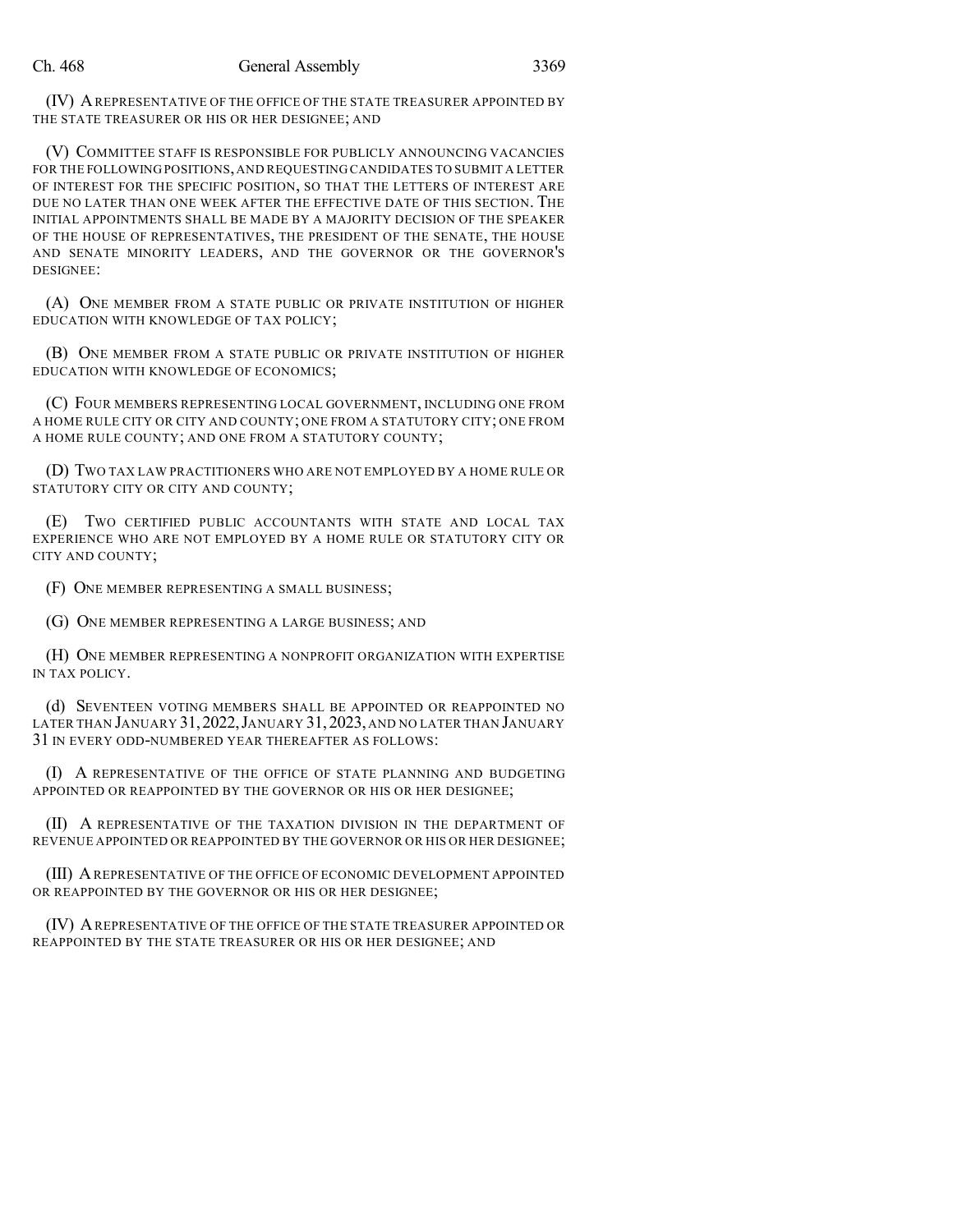(IV) A REPRESENTATIVE OF THE OFFICE OF THE STATE TREASURER APPOINTED BY THE STATE TREASURER OR HIS OR HER DESIGNEE; AND

(V) COMMITTEE STAFF IS RESPONSIBLE FOR PUBLICLY ANNOUNCING VACANCIES FOR THE FOLLOWING POSITIONS, AND REQUESTING CANDIDATES TO SUBMIT A LETTER OF INTEREST FOR THE SPECIFIC POSITION, SO THAT THE LETTERS OF INTEREST ARE DUE NO LATER THAN ONE WEEK AFTER THE EFFECTIVE DATE OF THIS SECTION. THE INITIAL APPOINTMENTS SHALL BE MADE BY A MAJORITY DECISION OF THE SPEAKER OF THE HOUSE OF REPRESENTATIVES, THE PRESIDENT OF THE SENATE, THE HOUSE AND SENATE MINORITY LEADERS, AND THE GOVERNOR OR THE GOVERNOR'S DESIGNEE:

(A) ONE MEMBER FROM A STATE PUBLIC OR PRIVATE INSTITUTION OF HIGHER EDUCATION WITH KNOWLEDGE OF TAX POLICY;

(B) ONE MEMBER FROM A STATE PUBLIC OR PRIVATE INSTITUTION OF HIGHER EDUCATION WITH KNOWLEDGE OF ECONOMICS;

(C) FOUR MEMBERS REPRESENTING LOCAL GOVERNMENT, INCLUDING ONE FROM A HOME RULE CITY OR CITY AND COUNTY; ONE FROM A STATUTORY CITY; ONE FROM A HOME RULE COUNTY; AND ONE FROM A STATUTORY COUNTY;

(D) TWO TAX LAW PRACTITIONERS WHO ARE NOT EMPLOYED BY A HOME RULE OR STATUTORY CITY OR CITY AND COUNTY;

(E) TWO CERTIFIED PUBLIC ACCOUNTANTS WITH STATE AND LOCAL TAX EXPERIENCE WHO ARE NOT EMPLOYED BY A HOME RULE OR STATUTORY CITY OR CITY AND COUNTY;

(F) ONE MEMBER REPRESENTING A SMALL BUSINESS;

(G) ONE MEMBER REPRESENTING A LARGE BUSINESS; AND

(H) ONE MEMBER REPRESENTING A NONPROFIT ORGANIZATION WITH EXPERTISE IN TAX POLICY.

(d) SEVENTEEN VOTING MEMBERS SHALL BE APPOINTED OR REAPPOINTED NO LATER THAN JANUARY 31, 2022, JANUARY 31, 2023, AND NO LATER THAN JANUARY 31 IN EVERY ODD-NUMBERED YEAR THEREAFTER AS FOLLOWS:

(I) A REPRESENTATIVE OF THE OFFICE OF STATE PLANNING AND BUDGETING APPOINTED OR REAPPOINTED BY THE GOVERNOR OR HIS OR HER DESIGNEE;

(II) A REPRESENTATIVE OF THE TAXATION DIVISION IN THE DEPARTMENT OF REVENUE APPOINTED OR REAPPOINTED BY THE GOVERNOR OR HIS OR HER DESIGNEE;

(III) A REPRESENTATIVE OF THE OFFICE OF ECONOMIC DEVELOPMENT APPOINTED OR REAPPOINTED BY THE GOVERNOR OR HIS OR HER DESIGNEE;

(IV) A REPRESENTATIVE OF THE OFFICE OF THE STATE TREASURER APPOINTED OR REAPPOINTED BY THE STATE TREASURER OR HIS OR HER DESIGNEE; AND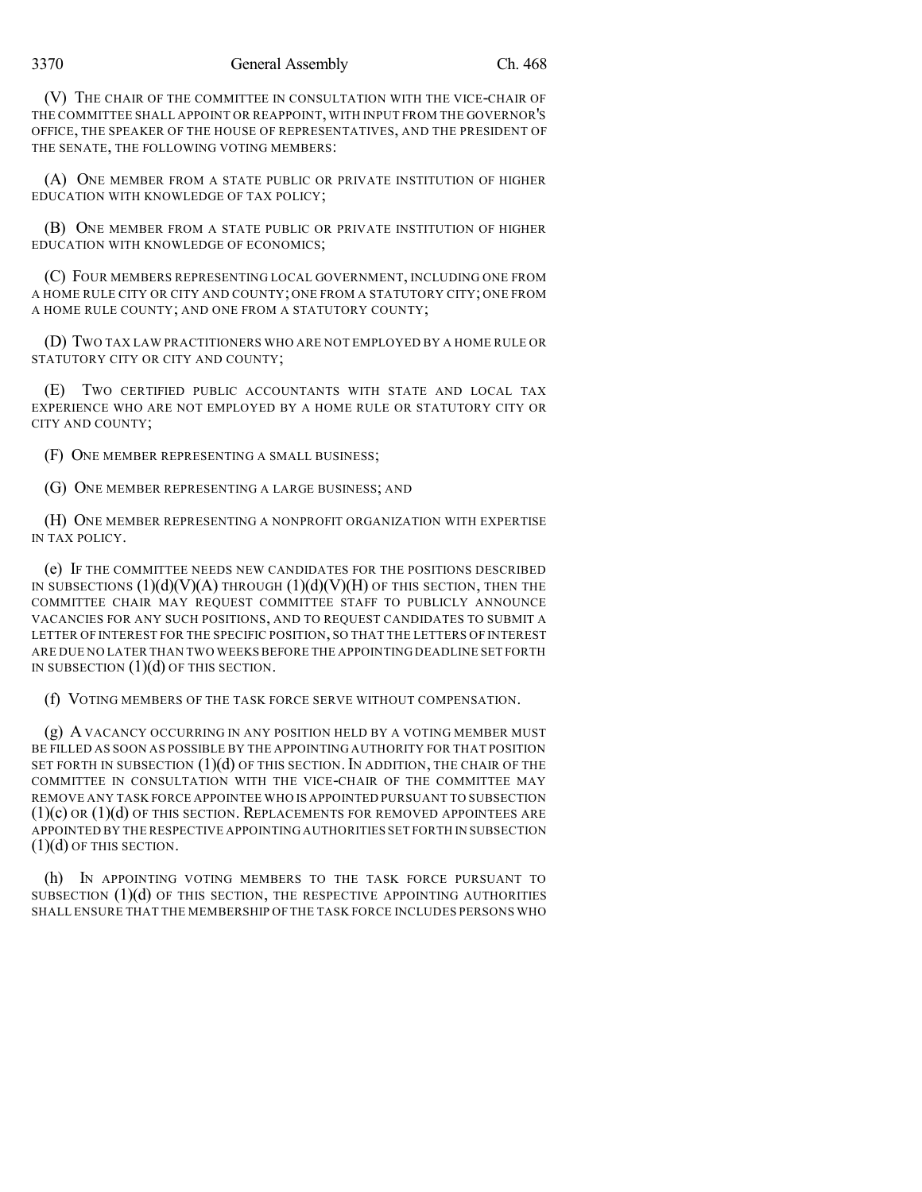(V) THE CHAIR OF THE COMMITTEE IN CONSULTATION WITH THE VICE-CHAIR OF THE COMMITTEE SHALL APPOINT OR REAPPOINT, WITH INPUT FROM THE GOVERNOR'S OFFICE, THE SPEAKER OF THE HOUSE OF REPRESENTATIVES, AND THE PRESIDENT OF THE SENATE, THE FOLLOWING VOTING MEMBERS:

(A) ONE MEMBER FROM A STATE PUBLIC OR PRIVATE INSTITUTION OF HIGHER EDUCATION WITH KNOWLEDGE OF TAX POLICY;

(B) ONE MEMBER FROM A STATE PUBLIC OR PRIVATE INSTITUTION OF HIGHER EDUCATION WITH KNOWLEDGE OF ECONOMICS;

(C) FOUR MEMBERS REPRESENTING LOCAL GOVERNMENT, INCLUDING ONE FROM A HOME RULE CITY OR CITY AND COUNTY; ONE FROM A STATUTORY CITY; ONE FROM A HOME RULE COUNTY; AND ONE FROM A STATUTORY COUNTY;

(D) TWO TAX LAW PRACTITIONERS WHO ARE NOT EMPLOYED BY A HOME RULE OR STATUTORY CITY OR CITY AND COUNTY;

(E) TWO CERTIFIED PUBLIC ACCOUNTANTS WITH STATE AND LOCAL TAX EXPERIENCE WHO ARE NOT EMPLOYED BY A HOME RULE OR STATUTORY CITY OR CITY AND COUNTY;

(F) ONE MEMBER REPRESENTING A SMALL BUSINESS;

(G) ONE MEMBER REPRESENTING A LARGE BUSINESS; AND

(H) ONE MEMBER REPRESENTING A NONPROFIT ORGANIZATION WITH EXPERTISE IN TAX POLICY.

(e) IF THE COMMITTEE NEEDS NEW CANDIDATES FOR THE POSITIONS DESCRIBED IN SUBSECTIONS (1)(d)(V)(A) THROUGH (1)(d)(V)(H) OF THIS SECTION, THEN THE COMMITTEE CHAIR MAY REQUEST COMMITTEE STAFF TO PUBLICLY ANNOUNCE VACANCIES FOR ANY SUCH POSITIONS, AND TO REQUEST CANDIDATES TO SUBMIT A LETTER OF INTEREST FOR THE SPECIFIC POSITION, SO THAT THE LETTERS OF INTEREST ARE DUE NO LATER THAN TWO WEEKS BEFORE THE APPOINTING DEADLINE SET FORTH IN SUBSECTION (1)(d) OF THIS SECTION.

(f) VOTING MEMBERS OF THE TASK FORCE SERVE WITHOUT COMPENSATION.

(g) A VACANCY OCCURRING IN ANY POSITION HELD BY A VOTING MEMBER MUST BE FILLED AS SOON AS POSSIBLE BY THE APPOINTING AUTHORITY FOR THAT POSITION SET FORTH IN SUBSECTION (1)(d) OF THIS SECTION. IN ADDITION, THE CHAIR OF THE COMMITTEE IN CONSULTATION WITH THE VICE-CHAIR OF THE COMMITTEE MAY REMOVE ANY TASK FORCE APPOINTEE WHO IS APPOINTED PURSUANT TO SUBSECTION (1)(c) OR (1)(d) OF THIS SECTION. REPLACEMENTS FOR REMOVED APPOINTEES ARE APPOINTED BY THE RESPECTIVE APPOINTING AUTHORITIES SET FORTH IN SUBSECTION (1)(d) OF THIS SECTION.

(h) IN APPOINTING VOTING MEMBERS TO THE TASK FORCE PURSUANT TO SUBSECTION (1)(d) OF THIS SECTION, THE RESPECTIVE APPOINTING AUTHORITIES SHALL ENSURE THAT THE MEMBERSHIP OF THE TASK FORCE INCLUDES PERSONS WHO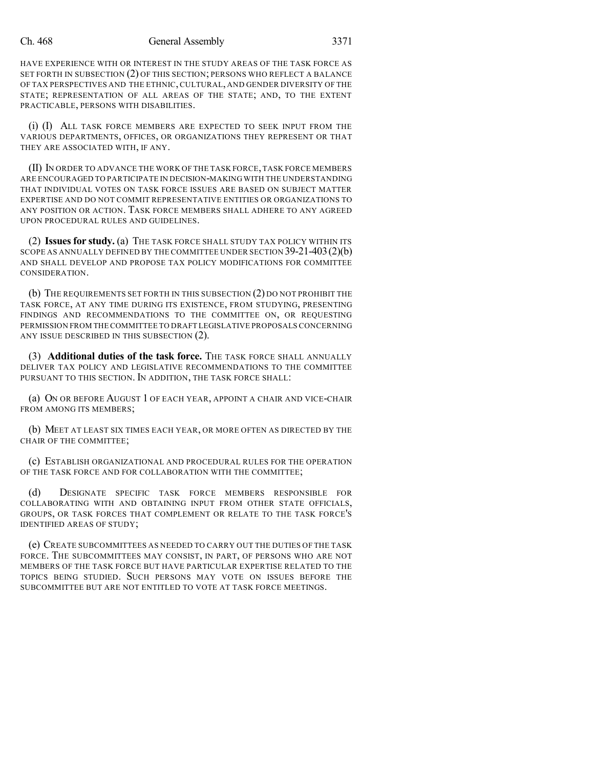HAVE EXPERIENCE WITH OR INTEREST IN THE STUDY AREAS OF THE TASK FORCE AS SET FORTH IN SUBSECTION (2) OF THIS SECTION; PERSONS WHO REFLECT A BALANCE OF TAX PERSPECTIVES AND THE ETHNIC, CULTURAL, AND GENDER DIVERSITY OF THE STATE; REPRESENTATION OF ALL AREAS OF THE STATE; AND, TO THE EXTENT PRACTICABLE, PERSONS WITH DISABILITIES.

(i) (I) ALL TASK FORCE MEMBERS ARE EXPECTED TO SEEK INPUT FROM THE VARIOUS DEPARTMENTS, OFFICES, OR ORGANIZATIONS THEY REPRESENT OR THAT THEY ARE ASSOCIATED WITH, IF ANY.

(II) IN ORDER TO ADVANCE THE WORK OF THE TASK FORCE, TASK FORCE MEMBERS ARE ENCOURAGED TO PARTICIPATE IN DECISION-MAKING WITH THE UNDERSTANDING THAT INDIVIDUAL VOTES ON TASK FORCE ISSUES ARE BASED ON SUBJECT MATTER EXPERTISE AND DO NOT COMMIT REPRESENTATIVE ENTITIES OR ORGANIZATIONS TO ANY POSITION OR ACTION. TASK FORCE MEMBERS SHALL ADHERE TO ANY AGREED UPON PROCEDURAL RULES AND GUIDELINES.

(2) **Issues for study.** (a) THE TASK FORCE SHALL STUDY TAX POLICY WITHIN ITS SCOPE AS ANNUALLY DEFINED BY THE COMMITTEE UNDER SECTION 39-21-403 (2)(b) AND SHALL DEVELOP AND PROPOSE TAX POLICY MODIFICATIONS FOR COMMITTEE CONSIDERATION.

(b) THE REQUIREMENTS SET FORTH IN THIS SUBSECTION (2) DO NOT PROHIBIT THE TASK FORCE, AT ANY TIME DURING ITS EXISTENCE, FROM STUDYING, PRESENTING FINDINGS AND RECOMMENDATIONS TO THE COMMITTEE ON, OR REQUESTING PERMISSION FROM THE COMMITTEE TO DRAFT LEGISLATIVE PROPOSALS CONCERNING ANY ISSUE DESCRIBED IN THIS SUBSECTION (2).

(3) **Additional duties of the task force.** THE TASK FORCE SHALL ANNUALLY DELIVER TAX POLICY AND LEGISLATIVE RECOMMENDATIONS TO THE COMMITTEE PURSUANT TO THIS SECTION. IN ADDITION, THE TASK FORCE SHALL:

(a) ON OR BEFORE AUGUST 1 OF EACH YEAR, APPOINT A CHAIR AND VICE-CHAIR FROM AMONG ITS MEMBERS;

(b) MEET AT LEAST SIX TIMES EACH YEAR, OR MORE OFTEN AS DIRECTED BY THE CHAIR OF THE COMMITTEE;

(c) ESTABLISH ORGANIZATIONAL AND PROCEDURAL RULES FOR THE OPERATION OF THE TASK FORCE AND FOR COLLABORATION WITH THE COMMITTEE;

(d) DESIGNATE SPECIFIC TASK FORCE MEMBERS RESPONSIBLE FOR COLLABORATING WITH AND OBTAINING INPUT FROM OTHER STATE OFFICIALS, GROUPS, OR TASK FORCES THAT COMPLEMENT OR RELATE TO THE TASK FORCE'S IDENTIFIED AREAS OF STUDY;

(e) CREATE SUBCOMMITTEES AS NEEDED TO CARRY OUT THE DUTIES OF THE TASK FORCE. THE SUBCOMMITTEES MAY CONSIST, IN PART, OF PERSONS WHO ARE NOT MEMBERS OF THE TASK FORCE BUT HAVE PARTICULAR EXPERTISE RELATED TO THE TOPICS BEING STUDIED. SUCH PERSONS MAY VOTE ON ISSUES BEFORE THE SUBCOMMITTEE BUT ARE NOT ENTITLED TO VOTE AT TASK FORCE MEETINGS.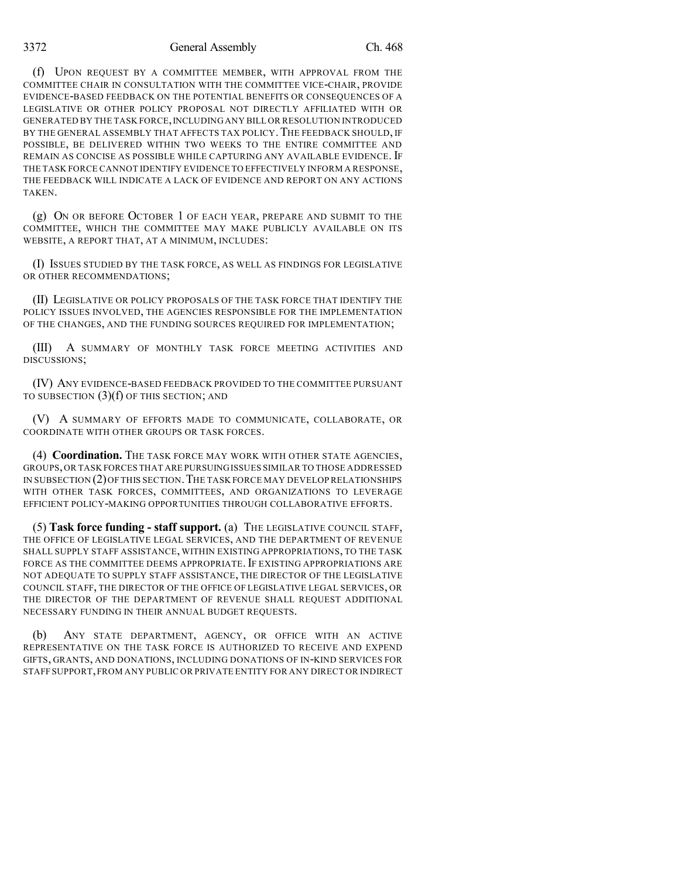(f) UPON REQUEST BY A COMMITTEE MEMBER, WITH APPROVAL FROM THE COMMITTEE CHAIR IN CONSULTATION WITH THE COMMITTEE VICE-CHAIR, PROVIDE EVIDENCE-BASED FEEDBACK ON THE POTENTIAL BENEFITS OR CONSEQUENCES OF A LEGISLATIVE OR OTHER POLICY PROPOSAL NOT DIRECTLY AFFILIATED WITH OR GENERATED BY THE TASK FORCE, INCLUDING ANY BILL OR RESOLUTION INTRODUCED BY THE GENERAL ASSEMBLY THAT AFFECTS TAX POLICY. THE FEEDBACK SHOULD, IF POSSIBLE, BE DELIVERED WITHIN TWO WEEKS TO THE ENTIRE COMMITTEE AND REMAIN AS CONCISE AS POSSIBLE WHILE CAPTURING ANY AVAILABLE EVIDENCE. IF THE TASK FORCE CANNOT IDENTIFY EVIDENCE TO EFFECTIVELY INFORM A RESPONSE, THE FEEDBACK WILL INDICATE A LACK OF EVIDENCE AND REPORT ON ANY ACTIONS TAKEN.

(g) ON OR BEFORE OCTOBER 1 OF EACH YEAR, PREPARE AND SUBMIT TO THE COMMITTEE, WHICH THE COMMITTEE MAY MAKE PUBLICLY AVAILABLE ON ITS WEBSITE, A REPORT THAT, AT A MINIMUM, INCLUDES:

(I) ISSUES STUDIED BY THE TASK FORCE, AS WELL AS FINDINGS FOR LEGISLATIVE OR OTHER RECOMMENDATIONS;

(II) LEGISLATIVE OR POLICY PROPOSALS OF THE TASK FORCE THAT IDENTIFY THE POLICY ISSUES INVOLVED, THE AGENCIES RESPONSIBLE FOR THE IMPLEMENTATION OF THE CHANGES, AND THE FUNDING SOURCES REQUIRED FOR IMPLEMENTATION;

(III) A SUMMARY OF MONTHLY TASK FORCE MEETING ACTIVITIES AND DISCUSSIONS;

(IV) ANY EVIDENCE-BASED FEEDBACK PROVIDED TO THE COMMITTEE PURSUANT TO SUBSECTION (3)(f) OF THIS SECTION; AND

(V) A SUMMARY OF EFFORTS MADE TO COMMUNICATE, COLLABORATE, OR COORDINATE WITH OTHER GROUPS OR TASK FORCES.

(4) **Coordination.** THE TASK FORCE MAY WORK WITH OTHER STATE AGENCIES, GROUPS, OR TASK FORCES THAT ARE PURSUING ISSUES SIMILAR TO THOSE ADDRESSED IN SUBSECTION (2) OF THIS SECTION. THE TASK FORCE MAY DEVELOP RELATIONSHIPS WITH OTHER TASK FORCES, COMMITTEES, AND ORGANIZATIONS TO LEVERAGE EFFICIENT POLICY-MAKING OPPORTUNITIES THROUGH COLLABORATIVE EFFORTS.

(5) **Task force funding - staff support.** (a) THE LEGISLATIVE COUNCIL STAFF, THE OFFICE OF LEGISLATIVE LEGAL SERVICES, AND THE DEPARTMENT OF REVENUE SHALL SUPPLY STAFF ASSISTANCE, WITHIN EXISTING APPROPRIATIONS, TO THE TASK FORCE AS THE COMMITTEE DEEMS APPROPRIATE. IF EXISTING APPROPRIATIONS ARE NOT ADEQUATE TO SUPPLY STAFF ASSISTANCE, THE DIRECTOR OF THE LEGISLATIVE COUNCIL STAFF, THE DIRECTOR OF THE OFFICE OF LEGISLATIVE LEGAL SERVICES, OR THE DIRECTOR OF THE DEPARTMENT OF REVENUE SHALL REQUEST ADDITIONAL NECESSARY FUNDING IN THEIR ANNUAL BUDGET REQUESTS.

(b) ANY STATE DEPARTMENT, AGENCY, OR OFFICE WITH AN ACTIVE REPRESENTATIVE ON THE TASK FORCE IS AUTHORIZED TO RECEIVE AND EXPEND GIFTS, GRANTS, AND DONATIONS, INCLUDING DONATIONS OF IN-KIND SERVICES FOR STAFF SUPPORT, FROM ANY PUBLIC OR PRIVATE ENTITY FOR ANY DIRECT OR INDIRECT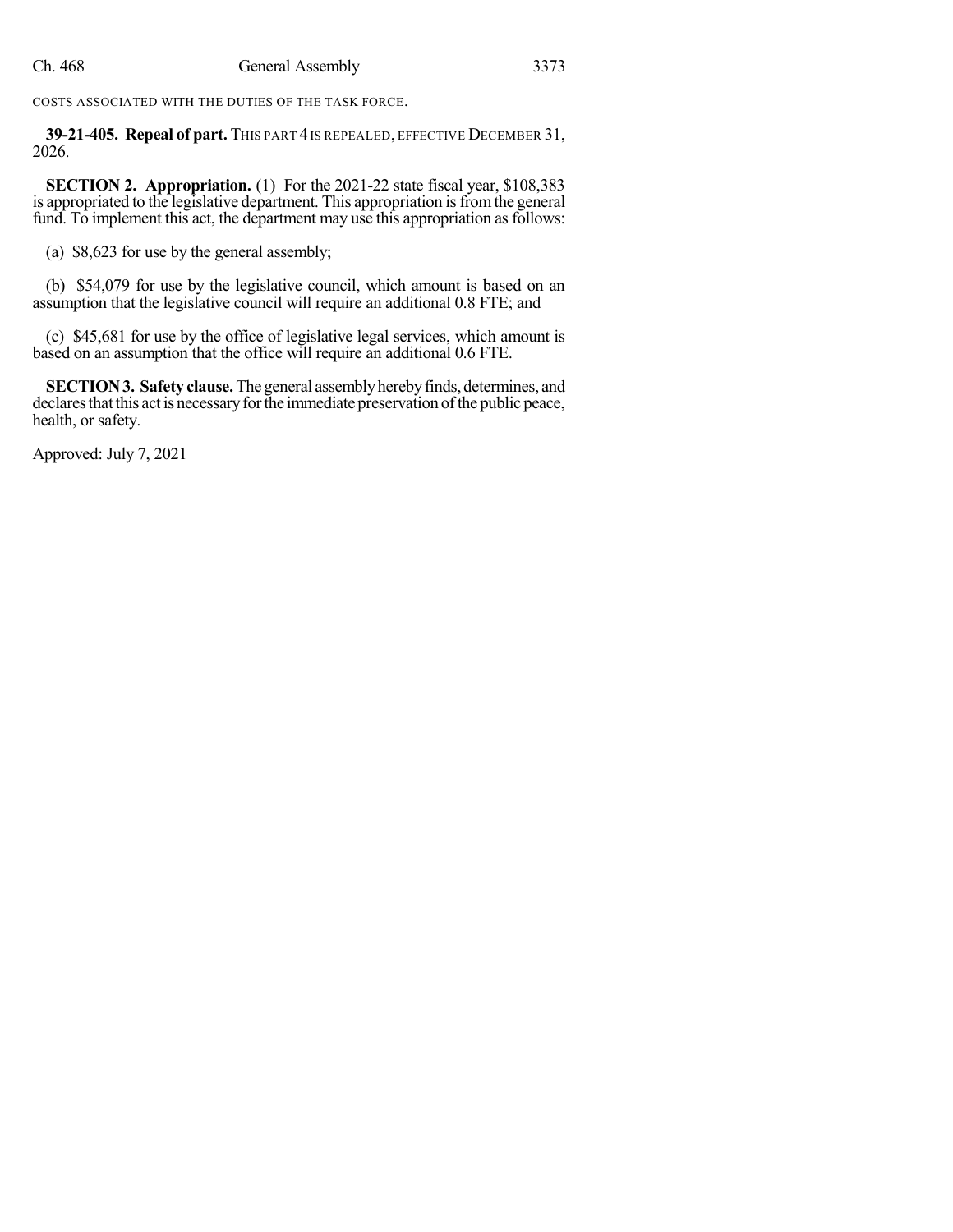COSTS ASSOCIATED WITH THE DUTIES OF THE TASK FORCE.

**39-21-405. Repeal of part.** THIS PART 4 IS REPEALED, EFFECTIVE DECEMBER 31, 2026.

**SECTION 2. Appropriation.** (1) For the 2021-22 state fiscal year, $108,383 is appropriated to the legislative department. This appropriation is from the general fund. To implement this act, the department may use this appropriation as follows:

(a) $8,623 for use by the general assembly;

(b) $54,079 for use by the legislative council, which amount is based on an assumption that the legislative council will require an additional 0.8 FTE; and

(c) $45,681 for use by the office of legislative legal services, which amount is based on an assumption that the office will require an additional 0.6 FTE.

**SECTION 3. Safety clause.** The general assembly hereby finds, determines, and declares that this act is necessary for the immediate preservation of the public peace, health, or safety.

Approved: July 7, 2021